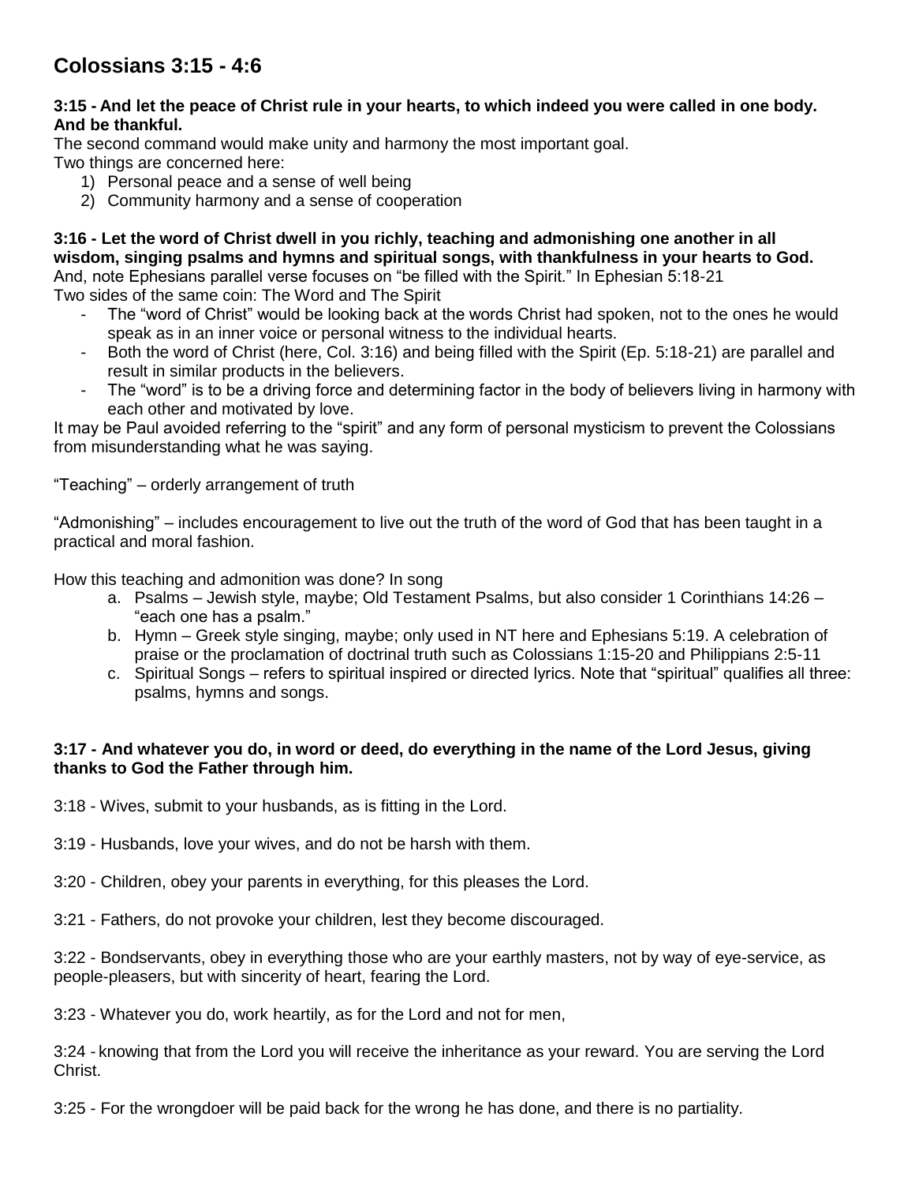# Colossians 3:15 - 4:6

**3:15 - And let the peace of Christ rule in your hearts, to which indeed you were called in one body. And be thankful.**

The second command would make unity and harmony the most important goal.
Two things are concerned here:

1) Personal peace and a sense of well being
2) Community harmony and a sense of cooperation

**3:16 - Let the word of Christ dwell in you richly, teaching and admonishing one another in all wisdom, singing psalms and hymns and spiritual songs, with thankfulness in your hearts to God.**

And, note Ephesians parallel verse focuses on "be filled with the Spirit." In Ephesian 5:18-21
Two sides of the same coin: The Word and The Spirit

- The "word of Christ" would be looking back at the words Christ had spoken, not to the ones he would speak as in an inner voice or personal witness to the individual hearts.
- Both the word of Christ (here, Col. 3:16) and being filled with the Spirit (Ep. 5:18-21) are parallel and result in similar products in the believers.
- The "word" is to be a driving force and determining factor in the body of believers living in harmony with each other and motivated by love.

It may be Paul avoided referring to the "spirit" and any form of personal mysticism to prevent the Colossians from misunderstanding what he was saying.

"Teaching" – orderly arrangement of truth

"Admonishing" – includes encouragement to live out the truth of the word of God that has been taught in a practical and moral fashion.

How this teaching and admonition was done? In song

a. Psalms – Jewish style, maybe; Old Testament Psalms, but also consider 1 Corinthians 14:26 – "each one has a psalm."
b. Hymn – Greek style singing, maybe; only used in NT here and Ephesians 5:19. A celebration of praise or the proclamation of doctrinal truth such as Colossians 1:15-20 and Philippians 2:5-11
c. Spiritual Songs – refers to spiritual inspired or directed lyrics. Note that "spiritual" qualifies all three: psalms, hymns and songs.

**3:17 - And whatever you do, in word or deed, do everything in the name of the Lord Jesus, giving thanks to God the Father through him.**

3:18 - Wives, submit to your husbands, as is fitting in the Lord.

3:19 - Husbands, love your wives, and do not be harsh with them.

3:20 - Children, obey your parents in everything, for this pleases the Lord.

3:21 - Fathers, do not provoke your children, lest they become discouraged.

3:22 - Bondservants, obey in everything those who are your earthly masters, not by way of eye-service, as people-pleasers, but with sincerity of heart, fearing the Lord.

3:23 - Whatever you do, work heartily, as for the Lord and not for men,

3:24 - knowing that from the Lord you will receive the inheritance as your reward. You are serving the Lord Christ.

3:25 - For the wrongdoer will be paid back for the wrong he has done, and there is no partiality.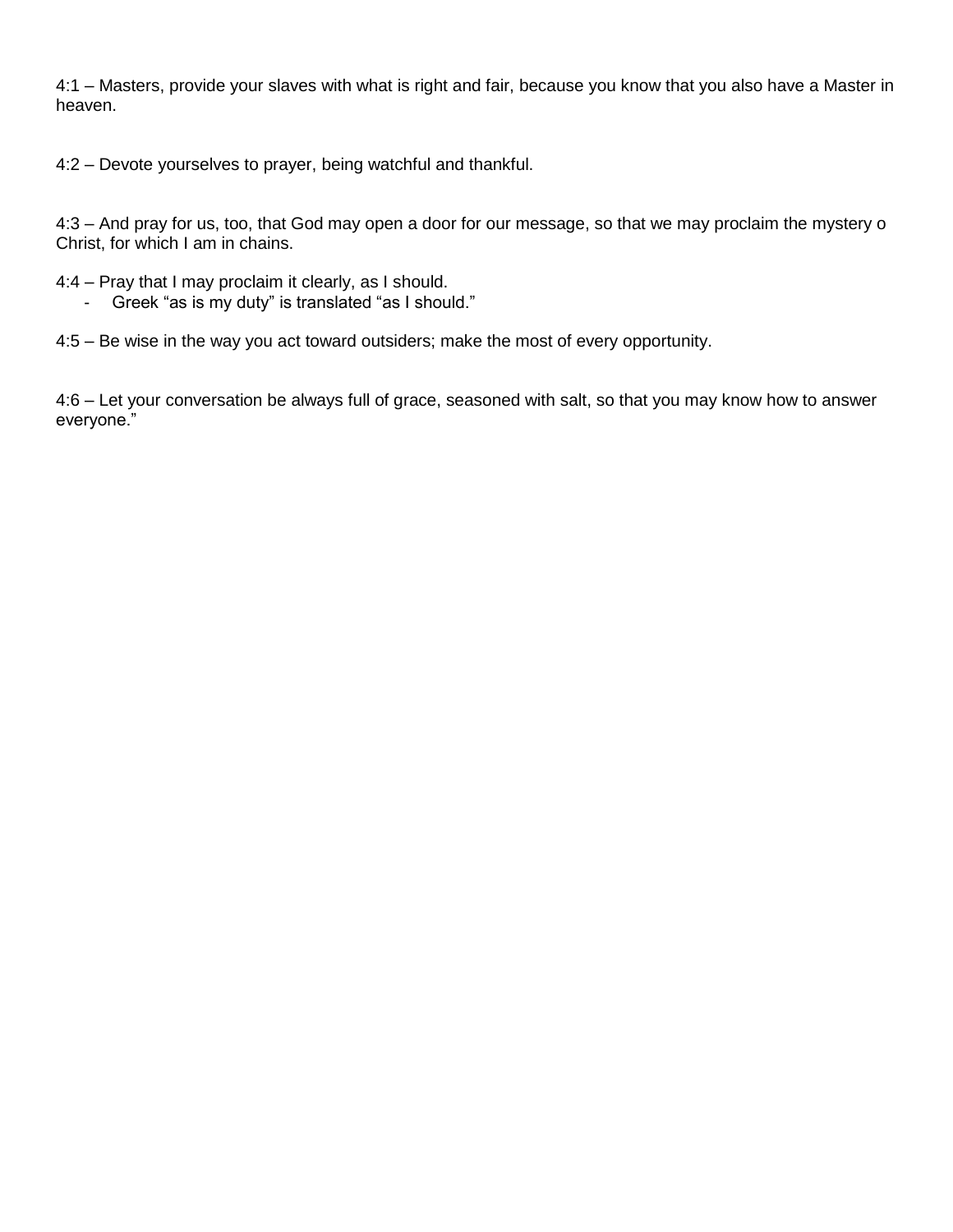4:1 – Masters, provide your slaves with what is right and fair, because you know that you also have a Master in heaven.

4:2 – Devote yourselves to prayer, being watchful and thankful.

4:3 – And pray for us, too, that God may open a door for our message, so that we may proclaim the mystery o Christ, for which I am in chains.

4:4 – Pray that I may proclaim it clearly, as I should.

- Greek "as is my duty" is translated "as I should."

4:5 – Be wise in the way you act toward outsiders; make the most of every opportunity.

4:6 – Let your conversation be always full of grace, seasoned with salt, so that you may know how to answer everyone."